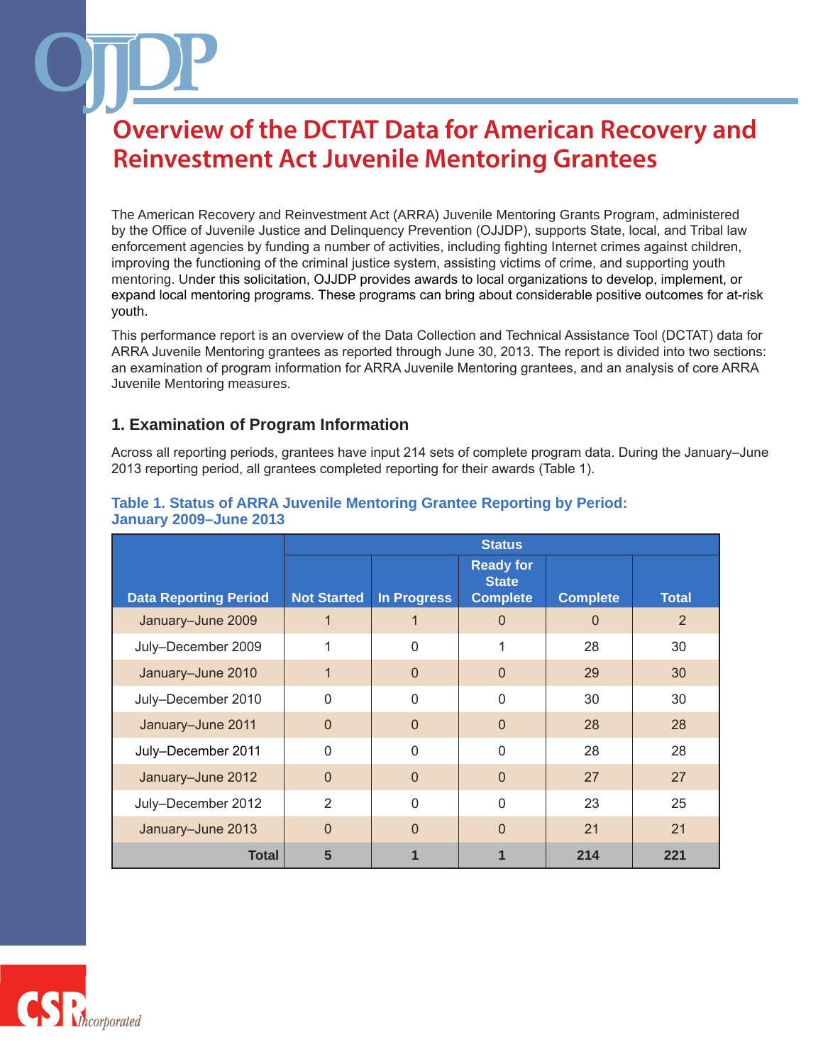# Overview of the DCTAT Data for American Recovery and Reinvestment Act Juvenile Mentoring Grantees

The American Recovery and Reinvestment Act (ARRA) Juvenile Mentoring Grants Program, administered by the Office of Juvenile Justice and Delinquency Prevention (OJJDP), supports State, local, and Tribal law enforcement agencies by funding a number of activities, including fighting Internet crimes against children, improving the functioning of the criminal justice system, assisting victims of crime, and supporting youth mentoring. Under this solicitation, OJJDP provides awards to local organizations to develop, implement, or expand local mentoring programs. These programs can bring about considerable positive outcomes for at-risk youth.

This performance report is an overview of the Data Collection and Technical Assistance Tool (DCTAT) data for ARRA Juvenile Mentoring grantees as reported through June 30, 2013. The report is divided into two sections: an examination of program information for ARRA Juvenile Mentoring grantees, and an analysis of core ARRA Juvenile Mentoring measures.

## 1. Examination of Program Information

Across all reporting periods, grantees have input 214 sets of complete program data. During the January–June 2013 reporting period, all grantees completed reporting for their awards (Table 1).

**Table 1. Status of ARRA Juvenile Mentoring Grantee Reporting by Period: January 2009–June 2013**

| | Status | | | | |
|---|---|---|---|---|---|
| Data Reporting Period | Not Started | In Progress | Ready for State Complete | Complete | Total |
| January–June 2009 | 1 | 1 | 0 | 0 | 2 |
| July–December 2009 | 1 | 0 | 1 | 28 | 30 |
| January–June 2010 | 1 | 0 | 0 | 29 | 30 |
| July–December 2010 | 0 | 0 | 0 | 30 | 30 |
| January–June 2011 | 0 | 0 | 0 | 28 | 28 |
| July–December 2011 | 0 | 0 | 0 | 28 | 28 |
| January–June 2012 | 0 | 0 | 0 | 27 | 27 |
| July–December 2012 | 2 | 0 | 0 | 23 | 25 |
| January–June 2013 | 0 | 0 | 0 | 21 | 21 |
| **Total** | **5** | **1** | **1** | **214** | **221** |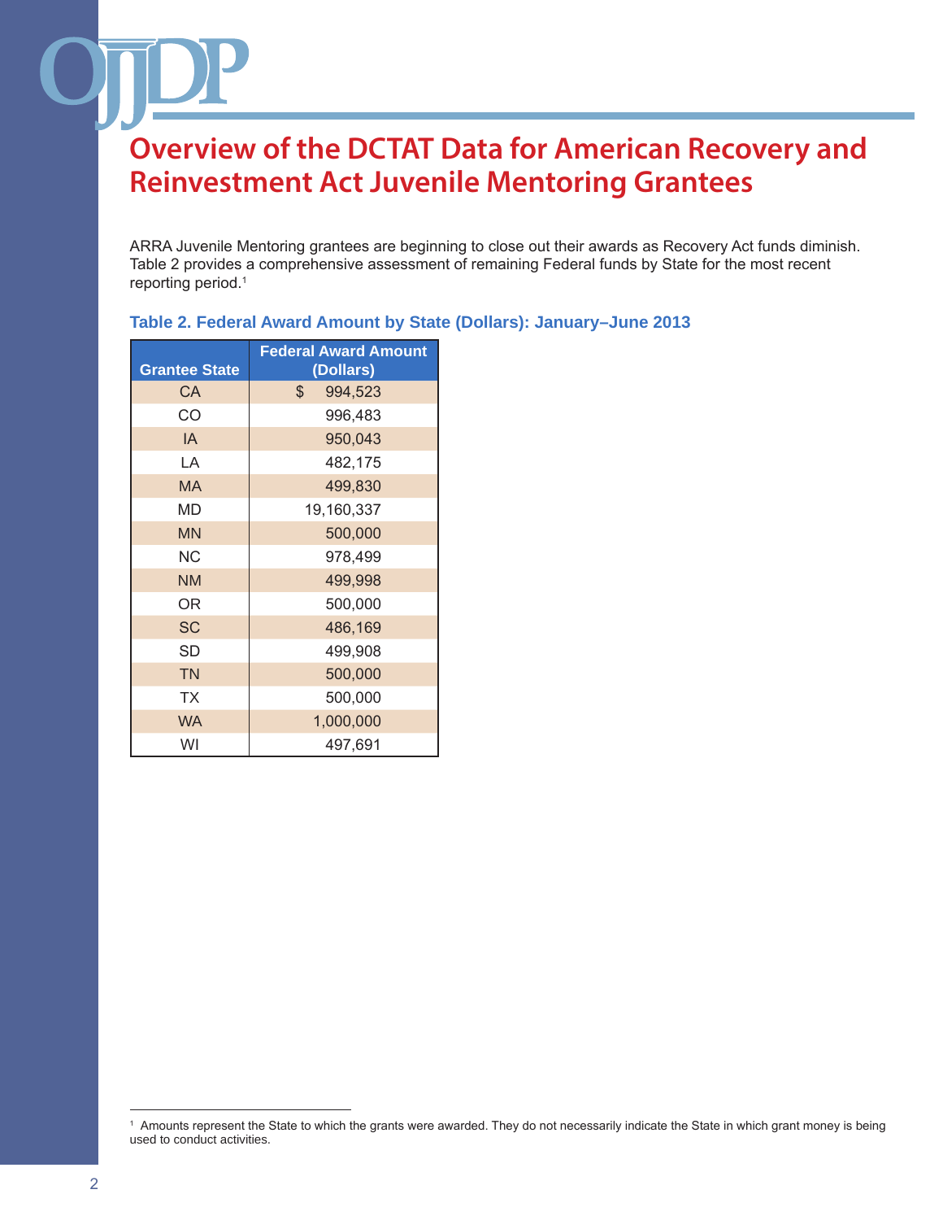# Overview of the DCTAT Data for American Recovery and Reinvestment Act Juvenile Mentoring Grantees

ARRA Juvenile Mentoring grantees are beginning to close out their awards as Recovery Act funds diminish. Table 2 provides a comprehensive assessment of remaining Federal funds by State for the most recent reporting period.[1]

### Table 2. Federal Award Amount by State (Dollars): January–June 2013

| Grantee State | Federal Award Amount (Dollars) |
|---|---|
| CA | $ 994,523 |
| CO | 996,483 |
| IA | 950,043 |
| LA | 482,175 |
| MA | 499,830 |
| MD | 19,160,337 |
| MN | 500,000 |
| NC | 978,499 |
| NM | 499,998 |
| OR | 500,000 |
| SC | 486,169 |
| SD | 499,908 |
| TN | 500,000 |
| TX | 500,000 |
| WA | 1,000,000 |
| WI | 497,691 |

[1] Amounts represent the State to which the grants were awarded. They do not necessarily indicate the State in which grant money is being used to conduct activities.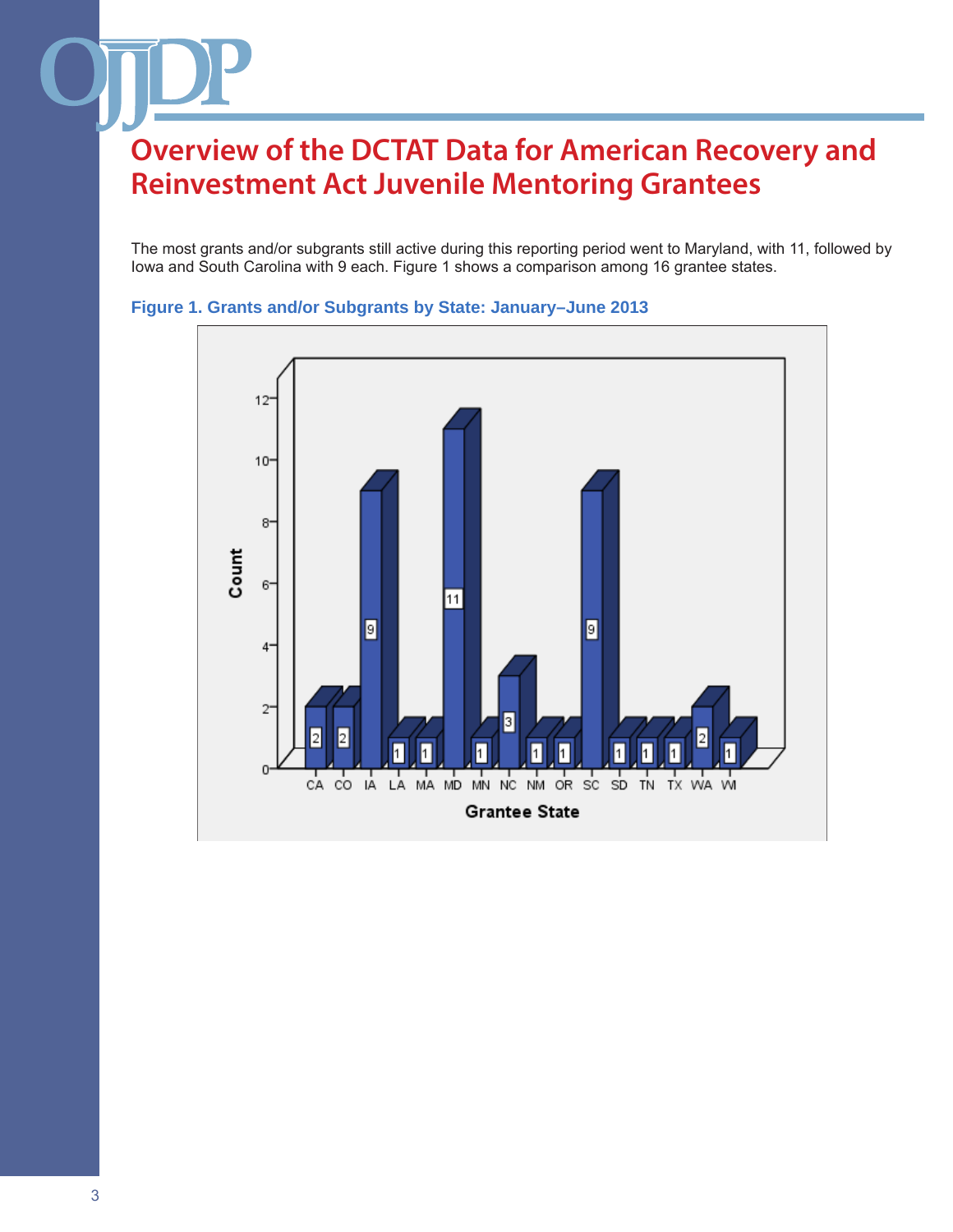# Overview of the DCTAT Data for American Recovery and Reinvestment Act Juvenile Mentoring Grantees

The most grants and/or subgrants still active during this reporting period went to Maryland, with 11, followed by Iowa and South Carolina with 9 each. Figure 1 shows a comparison among 16 grantee states.

**Figure 1. Grants and/or Subgrants by State: January–June 2013**

| Grantee State | Count |
|---|---|
| CA | 2 |
| CO | 2 |
| IA | 9 |
| LA | 1 |
| MA | 1 |
| MD | 11 |
| MN | 1 |
| NC | 3 |
| NM | 1 |
| OR | 1 |
| SC | 9 |
| SD | 1 |
| TN | 1 |
| TX | 1 |
| WA | 2 |
| WI | 1 |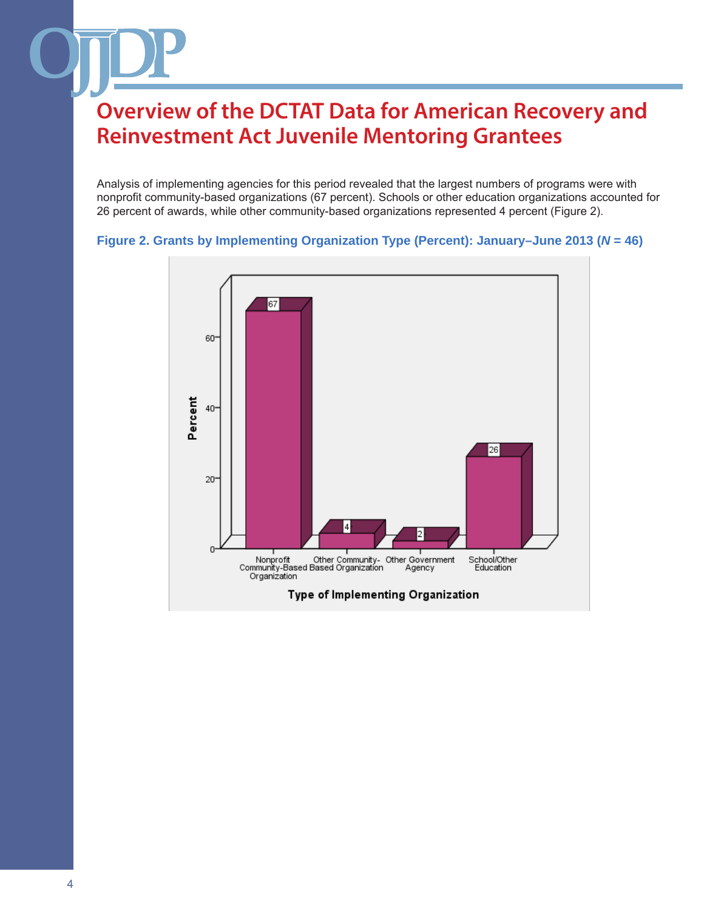# Overview of the DCTAT Data for American Recovery and Reinvestment Act Juvenile Mentoring Grantees

Analysis of implementing agencies for this period revealed that the largest numbers of programs were with nonprofit community-based organizations (67 percent). Schools or other education organizations accounted for 26 percent of awards, while other community-based organizations represented 4 percent (Figure 2).

**Figure 2. Grants by Implementing Organization Type (Percent): January–June 2013 (*N* = 46)**

| Type of Implementing Organization | Percent |
|---|---|
| Nonprofit Community-Based Organization | 67 |
| Other Community-Based Organization | 4 |
| Other Government Agency | 2 |
| School/Other Education | 26 |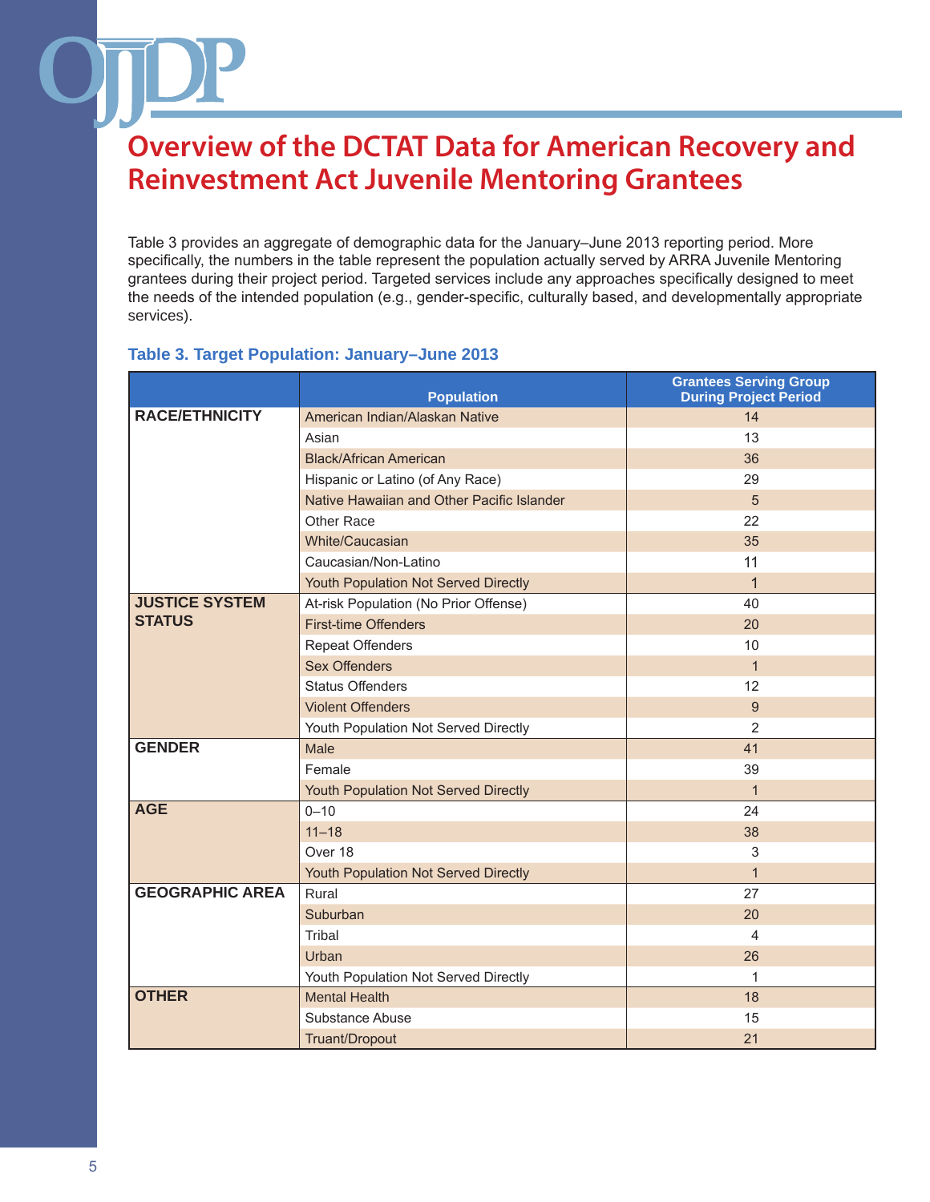# Overview of the DCTAT Data for American Recovery and Reinvestment Act Juvenile Mentoring Grantees

Table 3 provides an aggregate of demographic data for the January–June 2013 reporting period. More specifically, the numbers in the table represent the population actually served by ARRA Juvenile Mentoring grantees during their project period. Targeted services include any approaches specifically designed to meet the needs of the intended population (e.g., gender-specific, culturally based, and developmentally appropriate services).

### Table 3. Target Population: January–June 2013

| | Population | Grantees Serving Group During Project Period |
|---|---|---|
| **RACE/ETHNICITY** | American Indian/Alaskan Native | 14 |
| | Asian | 13 |
| | Black/African American | 36 |
| | Hispanic or Latino (of Any Race) | 29 |
| | Native Hawaiian and Other Pacific Islander | 5 |
| | Other Race | 22 |
| | White/Caucasian | 35 |
| | Caucasian/Non-Latino | 11 |
| | Youth Population Not Served Directly | 1 |
| **JUSTICE SYSTEM STATUS** | At-risk Population (No Prior Offense) | 40 |
| | First-time Offenders | 20 |
| | Repeat Offenders | 10 |
| | Sex Offenders | 1 |
| | Status Offenders | 12 |
| | Violent Offenders | 9 |
| | Youth Population Not Served Directly | 2 |
| **GENDER** | Male | 41 |
| | Female | 39 |
| | Youth Population Not Served Directly | 1 |
| **AGE** | 0–10 | 24 |
| | 11–18 | 38 |
| | Over 18 | 3 |
| | Youth Population Not Served Directly | 1 |
| **GEOGRAPHIC AREA** | Rural | 27 |
| | Suburban | 20 |
| | Tribal | 4 |
| | Urban | 26 |
| | Youth Population Not Served Directly | 1 |
| **OTHER** | Mental Health | 18 |
| | Substance Abuse | 15 |
| | Truant/Dropout | 21 |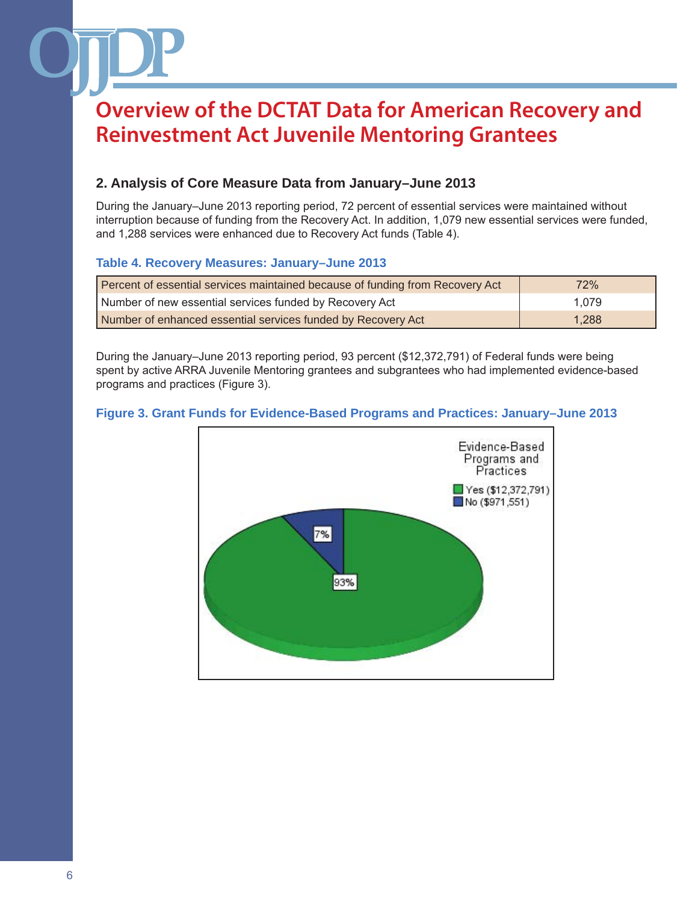# Overview of the DCTAT Data for American Recovery and Reinvestment Act Juvenile Mentoring Grantees

## 2. Analysis of Core Measure Data from January–June 2013

During the January–June 2013 reporting period, 72 percent of essential services were maintained without interruption because of funding from the Recovery Act. In addition, 1,079 new essential services were funded, and 1,288 services were enhanced due to Recovery Act funds (Table 4).

**Table 4. Recovery Measures: January–June 2013**

| Measure | Value |
|---|---|
| Percent of essential services maintained because of funding from Recovery Act | 72% |
| Number of new essential services funded by Recovery Act | 1,079 |
| Number of enhanced essential services funded by Recovery Act | 1,288 |

During the January–June 2013 reporting period, 93 percent ($12,372,791) of Federal funds were being spent by active ARRA Juvenile Mentoring grantees and subgrantees who had implemented evidence-based programs and practices (Figure 3).

**Figure 3. Grant Funds for Evidence-Based Programs and Practices: January–June 2013**

Evidence-Based Programs and Practices

- Yes ($12,372,791): 93%
- No ($971,551): 7%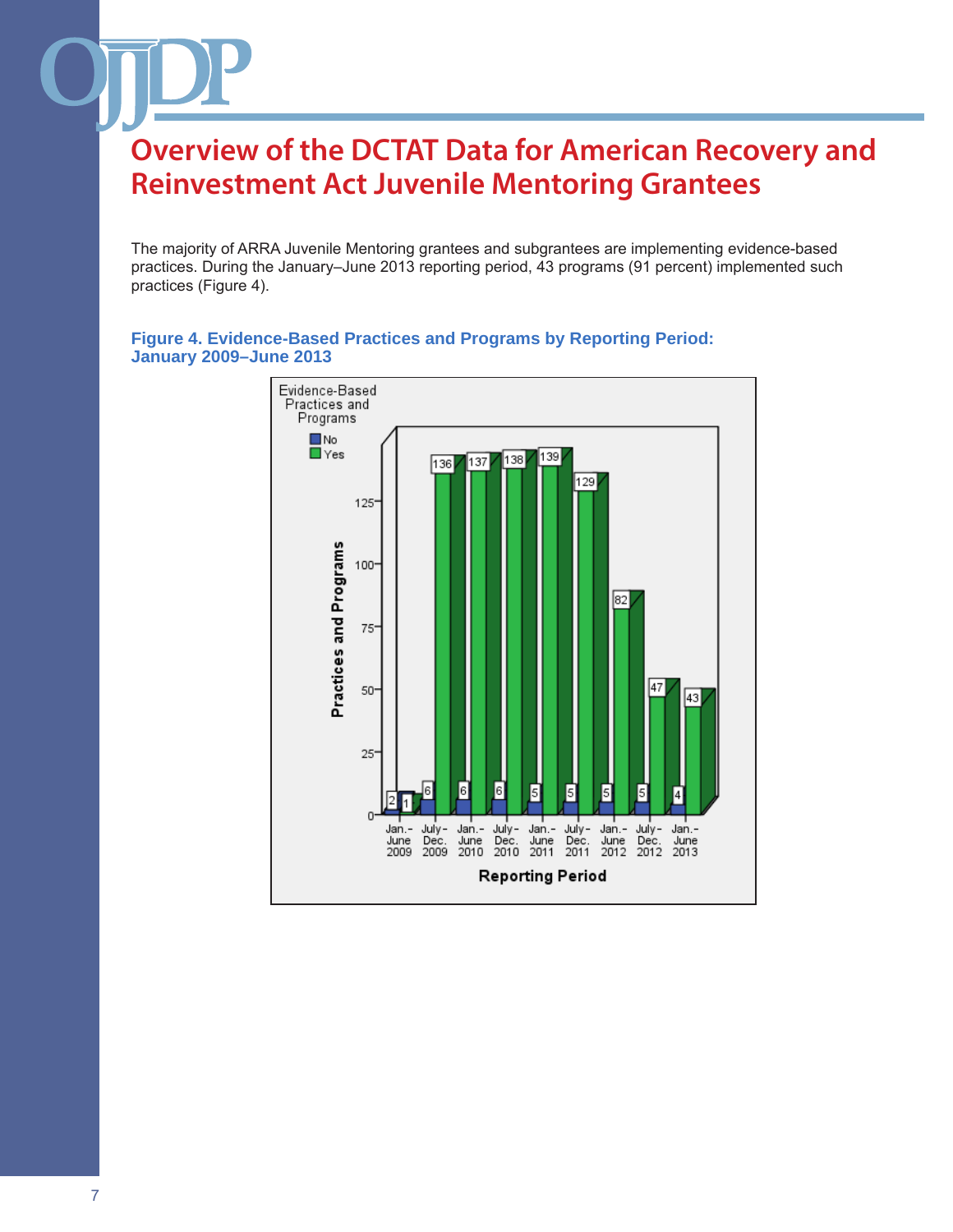# Overview of the DCTAT Data for American Recovery and Reinvestment Act Juvenile Mentoring Grantees

The majority of ARRA Juvenile Mentoring grantees and subgrantees are implementing evidence-based practices. During the January–June 2013 reporting period, 43 programs (91 percent) implemented such practices (Figure 4).

**Figure 4. Evidence-Based Practices and Programs by Reporting Period: January 2009–June 2013**

| Reporting Period | No | Yes |
| --- | --- | --- |
| Jan.–June 2009 | 2 | 1 |
| July–Dec. 2009 | 6 | 136 |
| Jan.–June 2010 | 6 | 137 |
| July–Dec. 2010 | 6 | 138 |
| Jan.–June 2011 | 5 | 139 |
| July–Dec. 2011 | 5 | 129 |
| Jan.–June 2012 | 5 | 82 |
| July–Dec. 2012 | 5 | 47 |
| Jan.–June 2013 | 4 | 43 |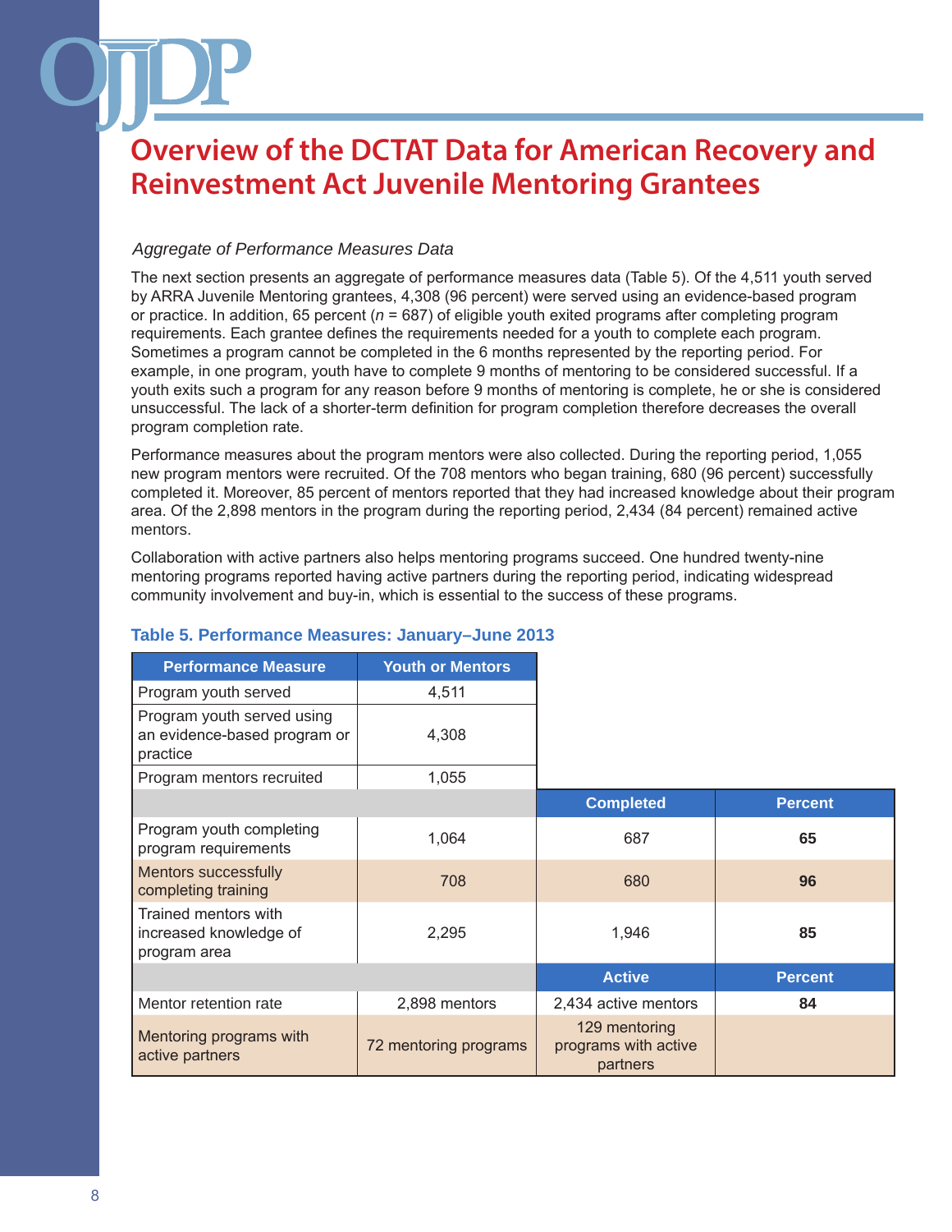# Overview of the DCTAT Data for American Recovery and Reinvestment Act Juvenile Mentoring Grantees

*Aggregate of Performance Measures Data*

The next section presents an aggregate of performance measures data (Table 5). Of the 4,511 youth served by ARRA Juvenile Mentoring grantees, 4,308 (96 percent) were served using an evidence-based program or practice. In addition, 65 percent ($n$ = 687) of eligible youth exited programs after completing program requirements. Each grantee defines the requirements needed for a youth to complete each program. Sometimes a program cannot be completed in the 6 months represented by the reporting period. For example, in one program, youth have to complete 9 months of mentoring to be considered successful. If a youth exits such a program for any reason before 9 months of mentoring is complete, he or she is considered unsuccessful. The lack of a shorter-term definition for program completion therefore decreases the overall program completion rate.

Performance measures about the program mentors were also collected. During the reporting period, 1,055 new program mentors were recruited. Of the 708 mentors who began training, 680 (96 percent) successfully completed it. Moreover, 85 percent of mentors reported that they had increased knowledge about their program area. Of the 2,898 mentors in the program during the reporting period, 2,434 (84 percent) remained active mentors.

Collaboration with active partners also helps mentoring programs succeed. One hundred twenty-nine mentoring programs reported having active partners during the reporting period, indicating widespread community involvement and buy-in, which is essential to the success of these programs.

**Table 5. Performance Measures: January–June 2013**

| Performance Measure | Youth or Mentors | | |
|---|---|---|---|
| Program youth served | 4,511 | | |
| Program youth served using an evidence-based program or practice | 4,308 | | |
| Program mentors recruited | 1,055 | | |
| | | **Completed** | **Percent** |
| Program youth completing program requirements | 1,064 | 687 | **65** |
| Mentors successfully completing training | 708 | 680 | **96** |
| Trained mentors with increased knowledge of program area | 2,295 | 1,946 | **85** |
| | | **Active** | **Percent** |
| Mentor retention rate | 2,898 mentors | 2,434 active mentors | **84** |
| Mentoring programs with active partners | 72 mentoring programs | 129 mentoring programs with active partners | |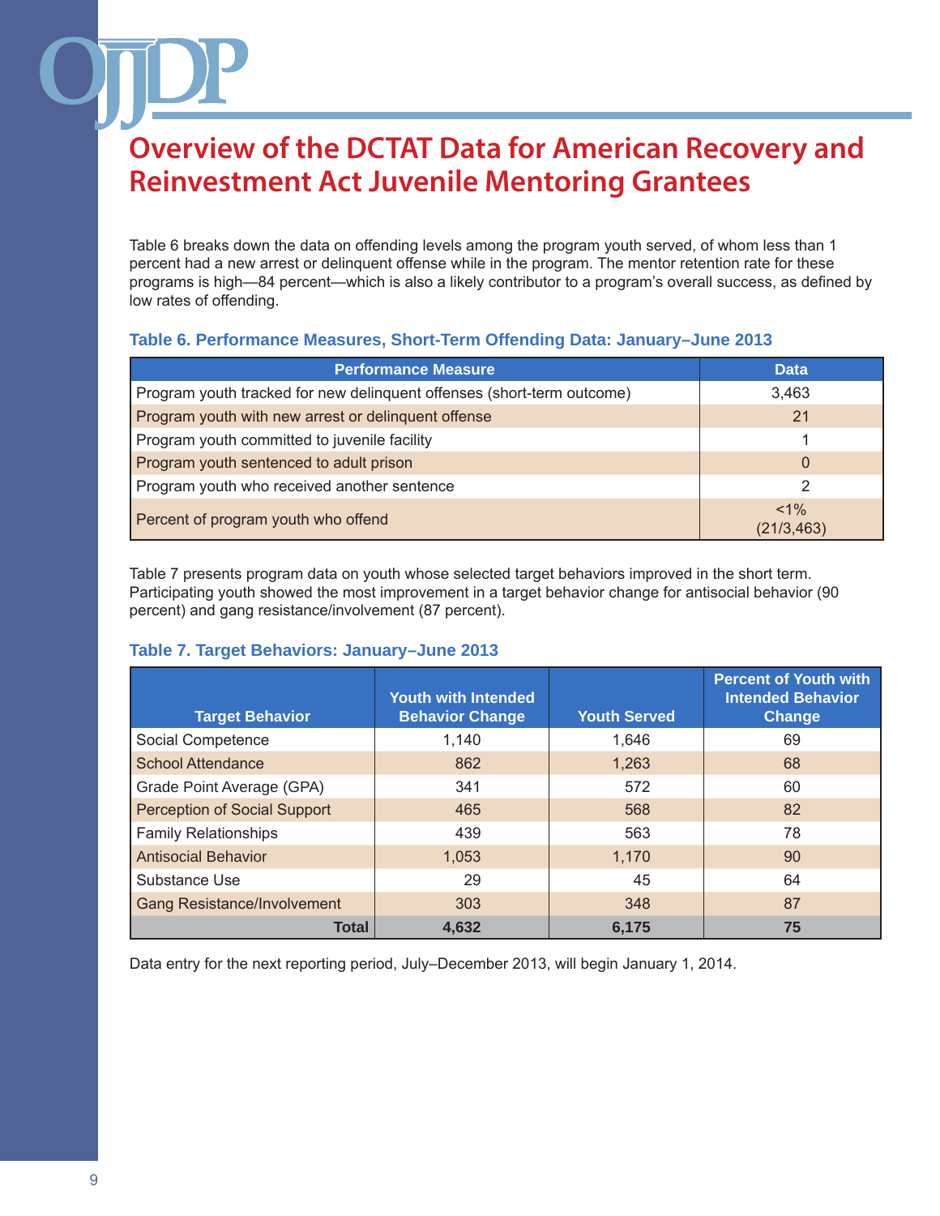# Overview of the DCTAT Data for American Recovery and Reinvestment Act Juvenile Mentoring Grantees

Table 6 breaks down the data on offending levels among the program youth served, of whom less than 1 percent had a new arrest or delinquent offense while in the program. The mentor retention rate for these programs is high—84 percent—which is also a likely contributor to a program's overall success, as defined by low rates of offending.

### Table 6. Performance Measures, Short-Term Offending Data: January–June 2013

| Performance Measure | Data |
|---|---|
| Program youth tracked for new delinquent offenses (short-term outcome) | 3,463 |
| Program youth with new arrest or delinquent offense | 21 |
| Program youth committed to juvenile facility | 1 |
| Program youth sentenced to adult prison | 0 |
| Program youth who received another sentence | 2 |
| Percent of program youth who offend | <1% (21/3,463) |

Table 7 presents program data on youth whose selected target behaviors improved in the short term. Participating youth showed the most improvement in a target behavior change for antisocial behavior (90 percent) and gang resistance/involvement (87 percent).

### Table 7. Target Behaviors: January–June 2013

| Target Behavior | Youth with Intended Behavior Change | Youth Served | Percent of Youth with Intended Behavior Change |
|---|---|---|---|
| Social Competence | 1,140 | 1,646 | 69 |
| School Attendance | 862 | 1,263 | 68 |
| Grade Point Average (GPA) | 341 | 572 | 60 |
| Perception of Social Support | 465 | 568 | 82 |
| Family Relationships | 439 | 563 | 78 |
| Antisocial Behavior | 1,053 | 1,170 | 90 |
| Substance Use | 29 | 45 | 64 |
| Gang Resistance/Involvement | 303 | 348 | 87 |
| **Total** | **4,632** | **6,175** | **75** |

Data entry for the next reporting period, July–December 2013, will begin January 1, 2014.